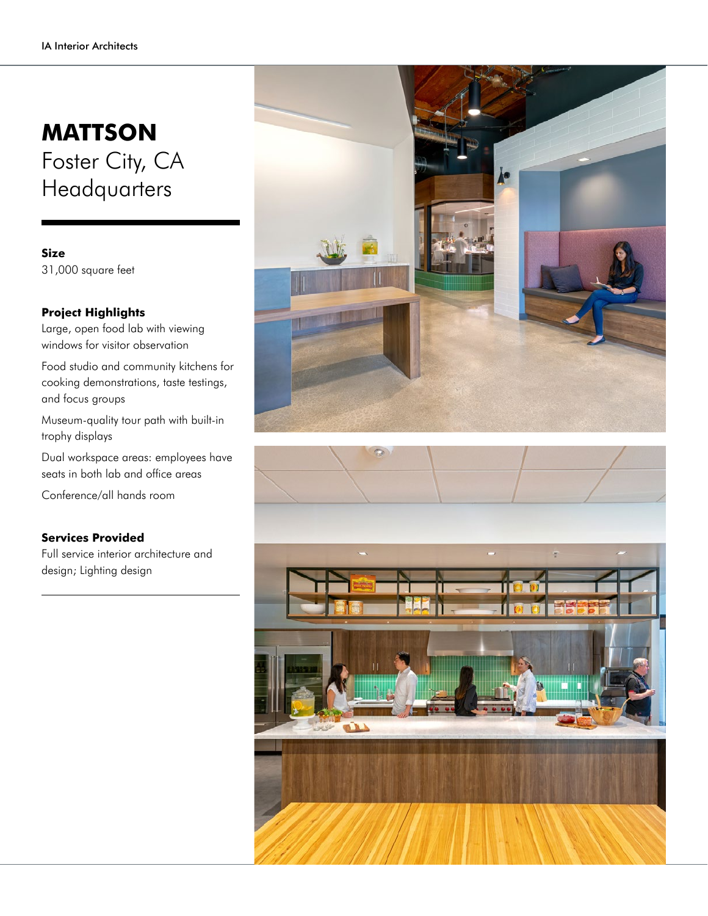# MATTSON

Foster City, CA
Headquarters

**Size**

31,000 square feet

**Project Highlights**

Large, open food lab with viewing windows for visitor observation

Food studio and community kitchens for cooking demonstrations, taste testings, and focus groups

Museum-quality tour path with built-in trophy displays

Dual workspace areas: employees have seats in both lab and office areas

Conference/all hands room

**Services Provided**

Full service interior architecture and design; Lighting design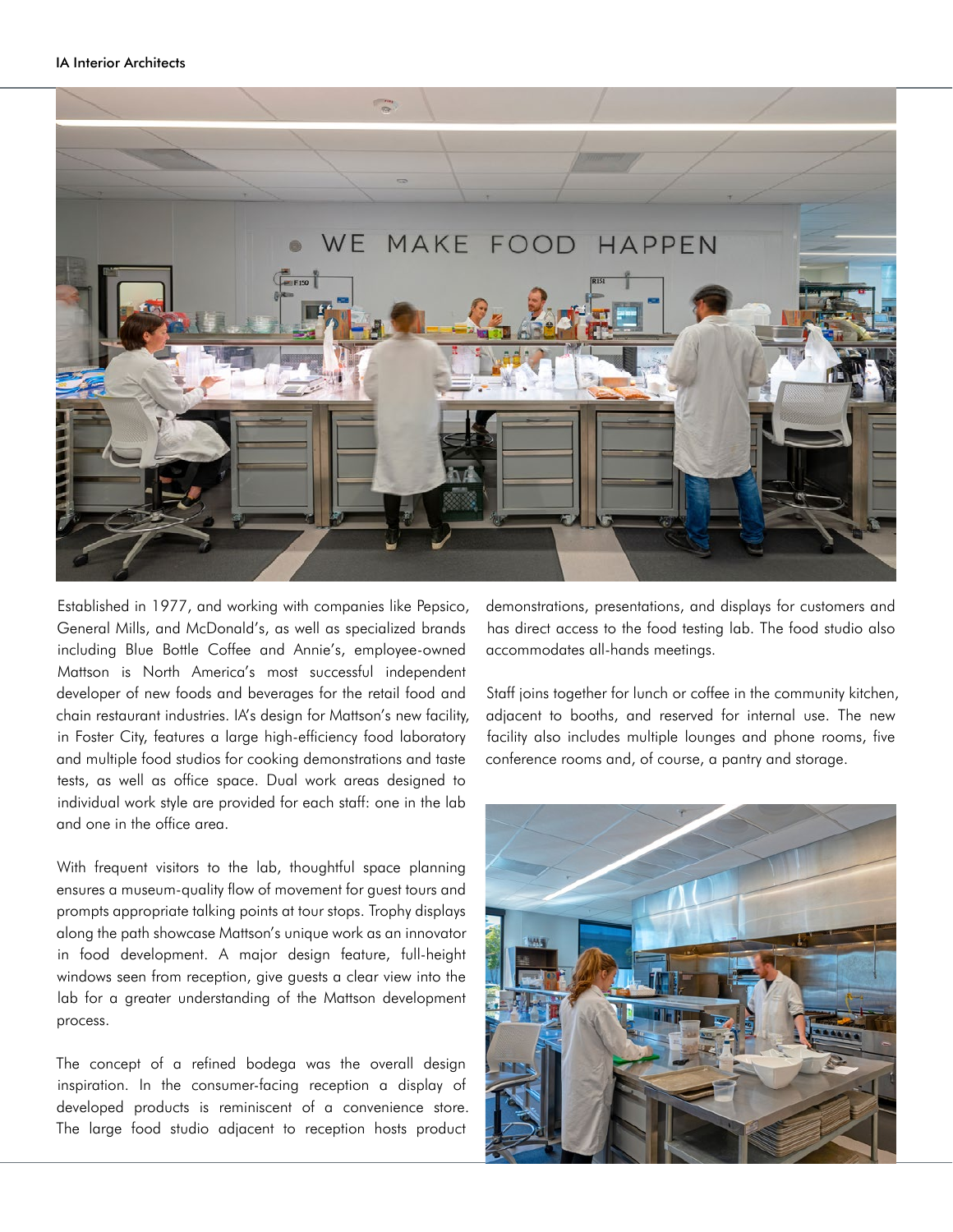Established in 1977, and working with companies like Pepsico, General Mills, and McDonald's, as well as specialized brands including Blue Bottle Coffee and Annie's, employee-owned Mattson is North America's most successful independent developer of new foods and beverages for the retail food and chain restaurant industries. IA's design for Mattson's new facility, in Foster City, features a large high-efficiency food laboratory and multiple food studios for cooking demonstrations and taste tests, as well as office space. Dual work areas designed to individual work style are provided for each staff: one in the lab and one in the office area.

With frequent visitors to the lab, thoughtful space planning ensures a museum-quality flow of movement for guest tours and prompts appropriate talking points at tour stops. Trophy displays along the path showcase Mattson's unique work as an innovator in food development. A major design feature, full-height windows seen from reception, give guests a clear view into the lab for a greater understanding of the Mattson development process.

The concept of a refined bodega was the overall design inspiration. In the consumer-facing reception a display of developed products is reminiscent of a convenience store. The large food studio adjacent to reception hosts product demonstrations, presentations, and displays for customers and has direct access to the food testing lab. The food studio also accommodates all-hands meetings.

Staff joins together for lunch or coffee in the community kitchen, adjacent to booths, and reserved for internal use. The new facility also includes multiple lounges and phone rooms, five conference rooms and, of course, a pantry and storage.